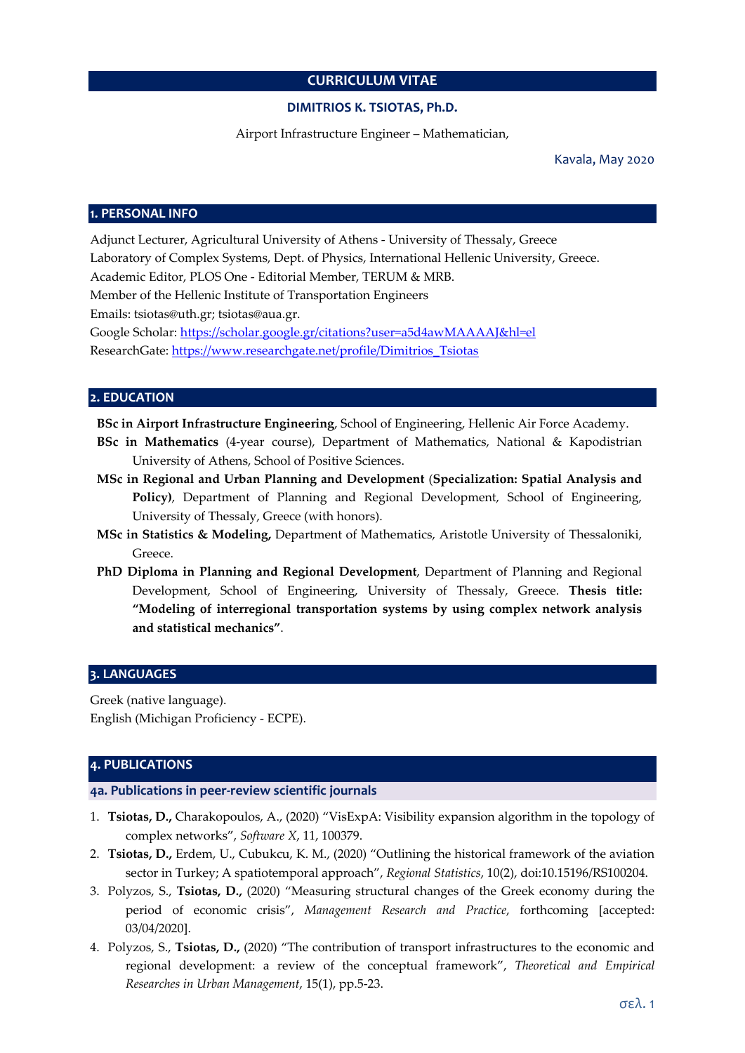# CURRICULUM VITAE

**DIMITRIOS K. TSIOTAS, Ph.D.**

Airport Infrastructure Engineer – Mathematician,

Kavala, May 2020

## 1. PERSONAL INFO

Adjunct Lecturer, Agricultural University of Athens - University of Thessaly, Greece
Laboratory of Complex Systems, Dept. of Physics, International Hellenic University, Greece.
Academic Editor, PLOS One - Editorial Member, TERUM & MRB.
Member of the Hellenic Institute of Transportation Engineers
Emails: tsiotas@uth.gr; tsiotas@aua.gr.
Google Scholar: https://scholar.google.gr/citations?user=a5d4awMAAAAJ&hl=el
ResearchGate: https://www.researchgate.net/profile/Dimitrios_Tsiotas

## 2. EDUCATION

**BSc in Airport Infrastructure Engineering**, School of Engineering, Hellenic Air Force Academy.

**BSc in Mathematics** (4-year course), Department of Mathematics, National & Kapodistrian University of Athens, School of Positive Sciences.

**MSc in Regional and Urban Planning and Development** (**Specialization: Spatial Analysis and Policy)**, Department of Planning and Regional Development, School of Engineering, University of Thessaly, Greece (with honors).

**MSc in Statistics & Modeling,** Department of Mathematics, Aristotle University of Thessaloniki, Greece.

**PhD Diploma in Planning and Regional Development**, Department of Planning and Regional Development, School of Engineering, University of Thessaly, Greece. **Thesis title: "Modeling of interregional transportation systems by using complex network analysis and statistical mechanics"**.

## 3. LANGUAGES

Greek (native language).
English (Michigan Proficiency - ECPE).

## 4. PUBLICATIONS

### 4a. Publications in peer-review scientific journals

1. **Tsiotas, D.,** Charakopoulos, A., (2020) "VisExpA: Visibility expansion algorithm in the topology of complex networks", *Software X*, 11, 100379.
2. **Tsiotas, D.,** Erdem, U., Cubukcu, K. M., (2020) "Outlining the historical framework of the aviation sector in Turkey; A spatiotemporal approach", *Regional Statistics*, 10(2), doi:10.15196/RS100204.
3. Polyzos, S., **Tsiotas, D.,** (2020) "Measuring structural changes of the Greek economy during the period of economic crisis", *Management Research and Practice*, forthcoming [accepted: 03/04/2020].
4. Polyzos, S., **Tsiotas, D.,** (2020) "The contribution of transport infrastructures to the economic and regional development: a review of the conceptual framework", *Theoretical and Empirical Researches in Urban Management*, 15(1), pp.5-23.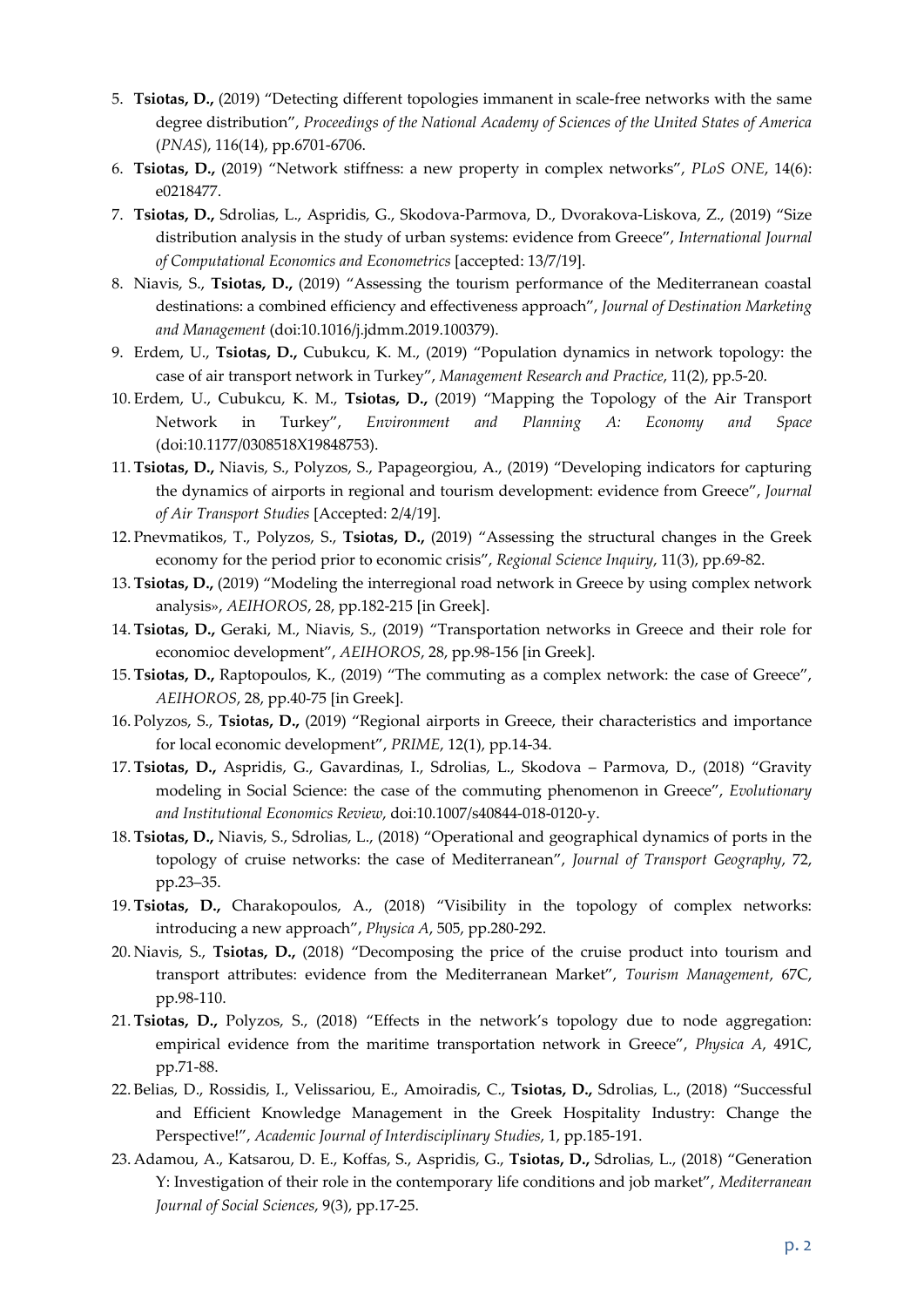5. **Tsiotas, D.,** (2019) "Detecting different topologies immanent in scale-free networks with the same degree distribution", *Proceedings of the National Academy of Sciences of the United States of America* (*PNAS*), 116(14), pp.6701-6706.
6. **Tsiotas, D.,** (2019) "Network stiffness: a new property in complex networks", *PLoS ONE*, 14(6): e0218477.
7. **Tsiotas, D.,** Sdrolias, L., Aspridis, G., Skodova-Parmova, D., Dvorakova-Liskova, Z., (2019) "Size distribution analysis in the study of urban systems: evidence from Greece", *International Journal of Computational Economics and Econometrics* [accepted: 13/7/19].
8. Niavis, S., **Tsiotas, D.,** (2019) "Assessing the tourism performance of the Mediterranean coastal destinations: a combined efficiency and effectiveness approach", *Journal of Destination Marketing and Management* (doi:10.1016/j.jdmm.2019.100379).
9. Erdem, U., **Tsiotas, D.,** Cubukcu, K. M., (2019) "Population dynamics in network topology: the case of air transport network in Turkey", *Management Research and Practice*, 11(2), pp.5-20.
10. Erdem, U., Cubukcu, K. M., **Tsiotas, D.,** (2019) "Mapping the Topology of the Air Transport Network in Turkey", *Environment and Planning A: Economy and Space* (doi:10.1177/0308518X19848753).
11. **Tsiotas, D.,** Niavis, S., Polyzos, S., Papageorgiou, A., (2019) "Developing indicators for capturing the dynamics of airports in regional and tourism development: evidence from Greece", *Journal of Air Transport Studies* [Accepted: 2/4/19].
12. Pnevmatikos, T., Polyzos, S., **Tsiotas, D.,** (2019) "Assessing the structural changes in the Greek economy for the period prior to economic crisis", *Regional Science Inquiry*, 11(3), pp.69-82.
13. **Tsiotas, D.,** (2019) "Modeling the interregional road network in Greece by using complex network analysis», *AEIHOROS*, 28, pp.182-215 [in Greek].
14. **Tsiotas, D.,** Geraki, M., Niavis, S., (2019) "Transportation networks in Greece and their role for economioc development", *AEIHOROS*, 28, pp.98-156 [in Greek].
15. **Tsiotas, D.,** Raptopoulos, K., (2019) "The commuting as a complex network: the case of Greece", *AEIHOROS*, 28, pp.40-75 [in Greek].
16. Polyzos, S., **Tsiotas, D.,** (2019) "Regional airports in Greece, their characteristics and importance for local economic development", *PRIME*, 12(1), pp.14-34.
17. **Tsiotas, D.,** Aspridis, G., Gavardinas, I., Sdrolias, L., Skodova – Parmova, D., (2018) "Gravity modeling in Social Science: the case of the commuting phenomenon in Greece", *Evolutionary and Institutional Economics Review*, doi:10.1007/s40844-018-0120-y.
18. **Tsiotas, D.,** Niavis, S., Sdrolias, L., (2018) "Operational and geographical dynamics of ports in the topology of cruise networks: the case of Mediterranean", *Journal of Transport Geography*, 72, pp.23–35.
19. **Tsiotas, D.,** Charakopoulos, A., (2018) "Visibility in the topology of complex networks: introducing a new approach", *Physica A*, 505, pp.280-292.
20. Niavis, S., **Tsiotas, D.,** (2018) "Decomposing the price of the cruise product into tourism and transport attributes: evidence from the Mediterranean Market", *Tourism Management*, 67C, pp.98-110.
21. **Tsiotas, D.,** Polyzos, S., (2018) "Effects in the network's topology due to node aggregation: empirical evidence from the maritime transportation network in Greece", *Physica A*, 491C, pp.71-88.
22. Belias, D., Rossidis, I., Velissariou, E., Amoiradis, C., **Tsiotas, D.,** Sdrolias, L., (2018) "Successful and Efficient Knowledge Management in the Greek Hospitality Industry: Change the Perspective!", *Academic Journal of Interdisciplinary Studies*, 1, pp.185-191.
23. Adamou, A., Katsarou, D. E., Koffas, S., Aspridis, G., **Tsiotas, D.,** Sdrolias, L., (2018) "Generation Y: Investigation of their role in the contemporary life conditions and job market", *Mediterranean Journal of Social Sciences*, 9(3), pp.17-25.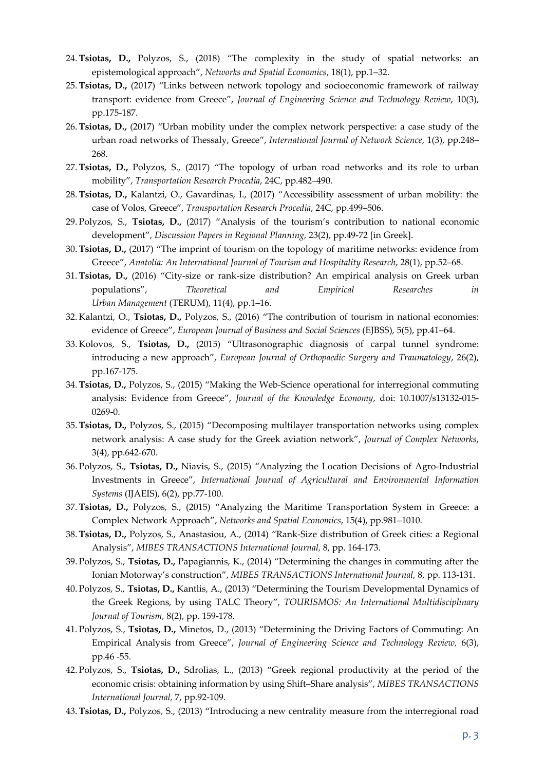24. **Tsiotas, D.,** Polyzos, S., (2018) "The complexity in the study of spatial networks: an epistemological approach", *Networks and Spatial Economics*, 18(1), pp.1–32.
25. **Tsiotas, D.,** (2017) "Links between network topology and socioeconomic framework of railway transport: evidence from Greece", *Journal of Engineering Science and Technology Review*, 10(3), pp.175-187.
26. **Tsiotas, D.,** (2017) "Urban mobility under the complex network perspective: a case study of the urban road networks of Thessaly, Greece", *International Journal of Network Science*, 1(3), pp.248–268.
27. **Tsiotas, D.,** Polyzos, S., (2017) "The topology of urban road networks and its role to urban mobility", *Transportation Research Procedia*, 24C, pp.482–490.
28. **Tsiotas, D.,** Kalantzi, O., Gavardinas, I., (2017) "Accessibility assessment of urban mobility: the case of Volos, Greece", *Transportation Research Procedia*, 24C, pp.499–506.
29. Polyzos, S., **Tsiotas, D.,** (2017) "Analysis of the tourism's contribution to national economic development", *Discussion Papers in Regional Planning,* 23(2), pp.49-72 [in Greek].
30. **Tsiotas, D.,** (2017) "The imprint of tourism on the topology of maritime networks: evidence from Greece", *Anatolia: An International Journal of Tourism and Hospitality Research*, 28(1), pp.52–68.
31. **Tsiotas, D.,** (2016) "City-size or rank-size distribution? An empirical analysis on Greek urban populations", *Theoretical and Empirical Researches in Urban Management* (TERUM), 11(4), pp.1–16.
32. Kalantzi, O., **Tsiotas, D.,** Polyzos, S., (2016) "The contribution of tourism in national economies: evidence of Greece", *European Journal of Business and Social Sciences* (EJBSS), 5(5), pp.41–64.
33. Kolovos, S., **Tsiotas, D.,** (2015) "Ultrasonographic diagnosis of carpal tunnel syndrome: introducing a new approach", *European Journal of Orthopaedic Surgery and Traumatology*, 26(2), pp.167-175.
34. **Tsiotas, D.,** Polyzos, S., (2015) "Making the Web-Science operational for interregional commuting analysis: Evidence from Greece", *Journal of the Knowledge Economy*, doi: 10.1007/s13132-015-0269-0.
35. **Tsiotas, D.,** Polyzos, S., (2015) "Decomposing multilayer transportation networks using complex network analysis: A case study for the Greek aviation network", *Journal of Complex Networks*, 3(4), pp.642-670.
36. Polyzos, S., **Tsiotas, D.,** Niavis, S., (2015) "Analyzing the Location Decisions of Agro-Industrial Investments in Greece", *International Journal of Agricultural and Environmental Information Systems* (IJAEIS), 6(2), pp.77-100.
37. **Tsiotas, D.,** Polyzos, S., (2015) "Analyzing the Maritime Transportation System in Greece: a Complex Network Approach", *Networks and Spatial Economics*, 15(4), pp.981–1010.
38. **Tsiotas, D.,** Polyzos, S., Anastasiou, A., (2014) "Rank-Size distribution of Greek cities: a Regional Analysis", *MIBES TRANSACTIONS International Journal,* 8, pp. 164-173.
39. Polyzos, S., **Tsiotas, D.,** Papagiannis, K., (2014) "Determining the changes in commuting after the Ionian Motorway's construction", *MIBES TRANSACTIONS International Journal,* 8, pp. 113-131.
40. Polyzos, S., **Tsiotas, D.,** Kantlis, A., (2013) "Determining the Tourism Developmental Dynamics of the Greek Regions, by using TALC Theory", *TOURISMOS: An International Multidisciplinary Journal of Tourism,* 8(2), pp. 159-178.
41. Polyzos, S., **Tsiotas, D.,** Minetos, D., (2013) "Determining the Driving Factors of Commuting: An Empirical Analysis from Greece", *Journal of Engineering Science and Technology Review,* 6(3), pp.46 -55.
42. Polyzos, S., **Tsiotas, D.,** Sdrolias, L., (2013) "Greek regional productivity at the period of the economic crisis: obtaining information by using Shift–Share analysis", *MIBES TRANSACTIONS International Journal,* 7, pp.92-109.
43. **Tsiotas, D.,** Polyzos, S., (2013) "Introducing a new centrality measure from the interregional road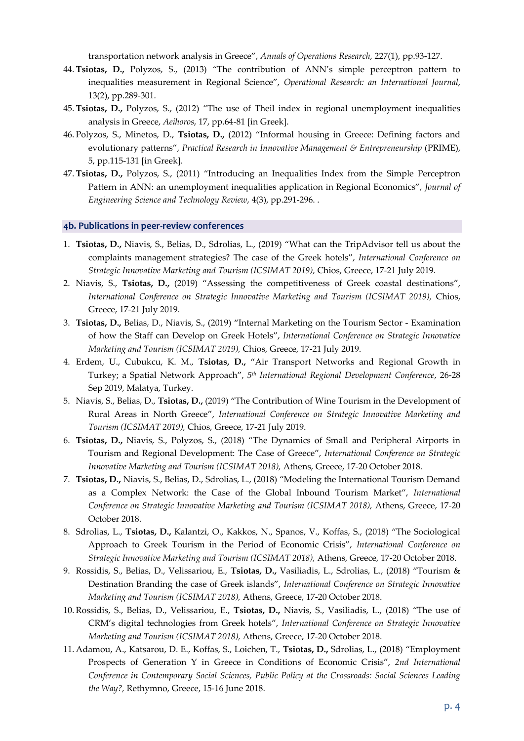transportation network analysis in Greece", *Annals of Operations Research*, 227(1), pp.93-127.

44. **Tsiotas, D.,** Polyzos, S., (2013) "The contribution of ANN's simple perceptron pattern to inequalities measurement in Regional Science", *Operational Research: an International Journal*, 13(2), pp.289-301.
45. **Tsiotas, D.,** Polyzos, S., (2012) "The use of Theil index in regional unemployment inequalities analysis in Greece, *Aeihoros*, 17, pp.64-81 [in Greek].
46. Polyzos, S., Minetos, D., **Tsiotas, D.,** (2012) "Informal housing in Greece: Defining factors and evolutionary patterns", *Practical Research in Innovative Management & Entrepreneurship* (PRIME), 5, pp.115-131 [in Greek].
47. **Tsiotas, D.,** Polyzos, S., (2011) "Introducing an Inequalities Index from the Simple Perceptron Pattern in ANN: an unemployment inequalities application in Regional Economics", *Journal of Engineering Science and Technology Review*, 4(3), pp.291-296. .

### 4b. Publications in peer-review conferences

1. **Tsiotas, D.,** Niavis, S., Belias, D., Sdrolias, L., (2019) "What can the TripAdvisor tell us about the complaints management strategies? The case of the Greek hotels", *International Conference on Strategic Innovative Marketing and Tourism (ICSIMAT 2019),* Chios, Greece, 17-21 July 2019.
2. Niavis, S., **Tsiotas, D.,** (2019) "Assessing the competitiveness of Greek coastal destinations", *International Conference on Strategic Innovative Marketing and Tourism (ICSIMAT 2019),* Chios, Greece, 17-21 July 2019.
3. **Tsiotas, D.,** Belias, D., Niavis, S., (2019) "Internal Marketing on the Tourism Sector - Examination of how the Staff can Develop on Greek Hotels", *International Conference on Strategic Innovative Marketing and Tourism (ICSIMAT 2019),* Chios, Greece, 17-21 July 2019.
4. Erdem, U., Cubukcu, K. M., **Tsiotas, D.,** "Air Transport Networks and Regional Growth in Turkey; a Spatial Network Approach", *5th International Regional Development Conference*, 26-28 Sep 2019, Malatya, Turkey.
5. Niavis, S., Belias, D., **Tsiotas, D.,** (2019) "The Contribution of Wine Tourism in the Development of Rural Areas in North Greece", *International Conference on Strategic Innovative Marketing and Tourism (ICSIMAT 2019),* Chios, Greece, 17-21 July 2019.
6. **Tsiotas, D.,** Niavis, S., Polyzos, S., (2018) "The Dynamics of Small and Peripheral Airports in Tourism and Regional Development: The Case of Greece", *International Conference on Strategic Innovative Marketing and Tourism (ICSIMAT 2018),* Athens, Greece, 17-20 October 2018.
7. **Tsiotas, D.,** Niavis, S., Belias, D., Sdrolias, L., (2018) "Modeling the International Tourism Demand as a Complex Network: the Case of the Global Inbound Tourism Market", *International Conference on Strategic Innovative Marketing and Tourism (ICSIMAT 2018),* Athens, Greece, 17-20 October 2018.
8. Sdrolias, L., **Tsiotas, D.,** Kalantzi, O., Kakkos, N., Spanos, V., Koffas, S., (2018) "The Sociological Approach to Greek Tourism in the Period of Economic Crisis", *International Conference on Strategic Innovative Marketing and Tourism (ICSIMAT 2018),* Athens, Greece, 17-20 October 2018.
9. Rossidis, S., Belias, D., Velissariou, E., **Tsiotas, D.,** Vasiliadis, L., Sdrolias, L., (2018) "Tourism & Destination Branding the case of Greek islands", *International Conference on Strategic Innovative Marketing and Tourism (ICSIMAT 2018),* Athens, Greece, 17-20 October 2018.
10. Rossidis, S., Belias, D., Velissariou, E., **Tsiotas, D.,** Niavis, S., Vasiliadis, L., (2018) "The use of CRM's digital technologies from Greek hotels", *International Conference on Strategic Innovative Marketing and Tourism (ICSIMAT 2018),* Athens, Greece, 17-20 October 2018.
11. Adamou, A., Katsarou, D. E., Koffas, S., Loichen, T., **Tsiotas, D.,** Sdrolias, L., (2018) "Employment Prospects of Generation Y in Greece in Conditions of Economic Crisis", *2nd International Conference in Contemporary Social Sciences, Public Policy at the Crossroads: Social Sciences Leading the Way?,* Rethymno, Greece, 15-16 June 2018.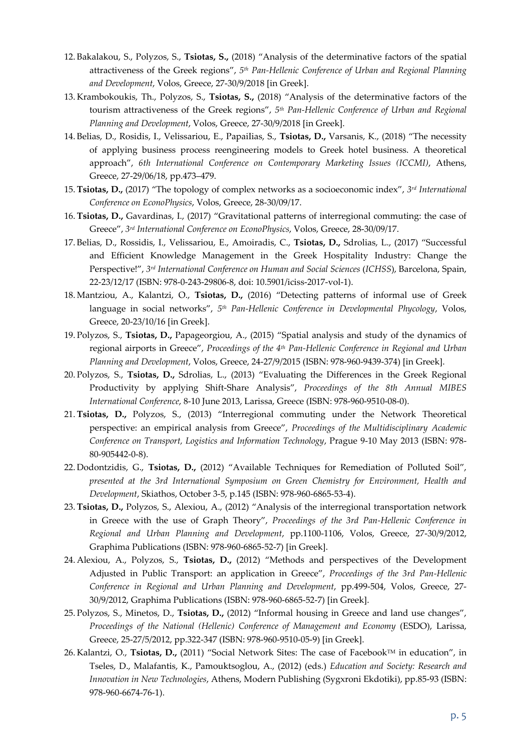12. Bakalakou, S., Polyzos, S., **Tsiotas, S.,** (2018) "Analysis of the determinative factors of the spatial attractiveness of the Greek regions", *5th Pan-Hellenic Conference of Urban and Regional Planning and Development*, Volos, Greece, 27-30/9/2018 [in Greek].
13. Krambokoukis, Th., Polyzos, S., **Tsiotas, S.,** (2018) "Analysis of the determinative factors of the tourism attractiveness of the Greek regions", *5th Pan-Hellenic Conference of Urban and Regional Planning and Development*, Volos, Greece, 27-30/9/2018 [in Greek].
14. Belias, D., Rosidis, I., Velissariou, E., Papailias, S., **Tsiotas, D.,** Varsanis, K., (2018) "The necessity of applying business process reengineering models to Greek hotel business. A theoretical approach", *6th International Conference on Contemporary Marketing Issues (ICCMI)*, Athens, Greece, 27-29/06/18, pp.473–479.
15. **Tsiotas, D.,** (2017) "The topology of complex networks as a socioeconomic index", *3rd International Conference on EconoPhysics*, Volos, Greece, 28-30/09/17.
16. **Tsiotas, D.,** Gavardinas, I., (2017) "Gravitational patterns of interregional commuting: the case of Greece", *3rd International Conference on EconoPhysics*, Volos, Greece, 28-30/09/17.
17. Belias, D., Rossidis, I., Velissariou, E., Amoiradis, C., **Tsiotas, D.,** Sdrolias, L., (2017) "Successful and Efficient Knowledge Management in the Greek Hospitality Industry: Change the Perspective!", *3rd International Conference on Human and Social Sciences* (*ICHSS*), Barcelona, Spain, 22-23/12/17 (ISBN: 978-0-243-29806-8, doi: 10.5901/iciss-2017-vol-1).
18. Mantziou, A., Kalantzi, O., **Tsiotas, D.,** (2016) "Detecting patterns of informal use of Greek language in social networks", *5th Pan-Hellenic Conference in Developmental Phycology*, Volos, Greece, 20-23/10/16 [in Greek].
19. Polyzos, S., **Tsiotas, D.,** Papageorgiou, A., (2015) "Spatial analysis and study of the dynamics of regional airports in Greece", *Proceedings of the 4th Pan-Hellenic Conference in Regional and Urban Planning and Development*, Volos, Greece, 24-27/9/2015 (ISBN: 978-960-9439-374) [in Greek].
20. Polyzos, S., **Tsiotas, D.,** Sdrolias, L., (2013) "Evaluating the Differences in the Greek Regional Productivity by applying Shift-Share Analysis", *Proceedings of the 8th Annual MIBES International Conference*, 8-10 June 2013, Larissa, Greece (ISBN: 978-960-9510-08-0).
21. **Tsiotas, D.,** Polyzos, S., (2013) "Interregional commuting under the Network Theoretical perspective: an empirical analysis from Greece", *Proceedings of the Multidisciplinary Academic Conference on Transport, Logistics and Information Technology*, Prague 9-10 May 2013 (ISBN: 978-80-905442-0-8).
22. Dodontzidis, G., **Tsiotas, D.,** (2012) "Available Techniques for Remediation of Polluted Soil", *presented at the 3rd International Symposium on Green Chemistry for Environment, Health and Development*, Skiathos, October 3-5, p.145 (ISBN: 978-960-6865-53-4).
23. **Tsiotas, D.,** Polyzos, S., Alexiou, A., (2012) "Analysis of the interregional transportation network in Greece with the use of Graph Theory", *Proceedings of the 3rd Pan-Hellenic Conference in Regional and Urban Planning and Development*, pp.1100-1106, Volos, Greece, 27-30/9/2012, Graphima Publications (ISBN: 978-960-6865-52-7) [in Greek].
24. Alexiou, A., Polyzos, S., **Tsiotas, D.,** (2012) "Methods and perspectives of the Development Adjusted in Public Transport: an application in Greece", *Proceedings of the 3rd Pan-Hellenic Conference in Regional and Urban Planning and Development*, pp.499-504, Volos, Greece, 27-30/9/2012, Graphima Publications (ISBN: 978-960-6865-52-7) [in Greek].
25. Polyzos, S., Minetos, D., **Tsiotas, D.,** (2012) "Informal housing in Greece and land use changes", *Proceedings of the National (Hellenic) Conference of Management and Economy* (ESDO), Larissa, Greece, 25-27/5/2012, pp.322-347 (ISBN: 978-960-9510-05-9) [in Greek].
26. Kalantzi, O., **Tsiotas, D.,** (2011) "Social Network Sites: The case of Facebook™ in education", in Tseles, D., Malafantis, K., Pamouktsoglou, A., (2012) (eds.) *Education and Society: Research and Innovation in New Technologies*, Athens, Modern Publishing (Sygxroni Ekdotiki), pp.85-93 (ISBN: 978-960-6674-76-1).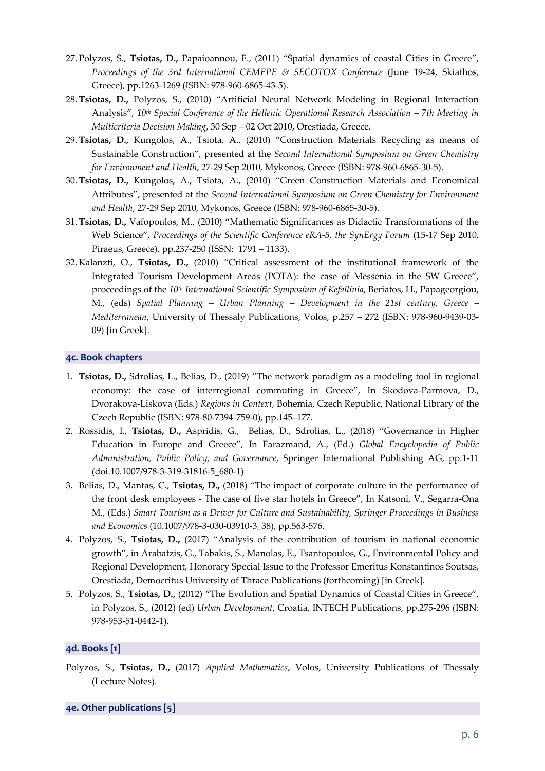27. Polyzos, S., **Tsiotas, D.,** Papaioannou, F., (2011) "Spatial dynamics of coastal Cities in Greece", *Proceedings of the 3rd International CEMEPE & SECOTOX Conference* (June 19-24, Skiathos, Greece), pp.1263-1269 (ISBN: 978-960-6865-43-5).
28. **Tsiotas, D.,** Polyzos, S., (2010) "Artificial Neural Network Modeling in Regional Interaction Analysis", *10th Special Conference of the Hellenic Operational Research Association – 7th Meeting in Multicriteria Decision Making*, 30 Sep – 02 Oct 2010, Orestiada, Greece.
29. **Tsiotas, D.,** Kungolos, A., Tsiota, A., (2010) "Construction Materials Recycling as means of Sustainable Construction", presented at the *Second International Symposium on Green Chemistry for Environment and Health*, 27-29 Sep 2010, Mykonos, Greece (ISBN: 978-960-6865-30-5).
30. **Tsiotas, D.,** Kungolos, A., Tsiota, A., (2010) "Green Construction Materials and Economical Attributes", presented at the *Second International Symposium on Green Chemistry for Environment and Health*, 27-29 Sep 2010, Mykonos, Greece (ISBN: 978-960-6865-30-5).
31. **Tsiotas, D.,** Vafopoulos, M., (2010) "Mathematic Significances as Didactic Transformations of the Web Science", *Proceedings of the Scientific Conference eRA-5, the SynErgy Forum* (15-17 Sep 2010, Piraeus, Greece), pp.237-250 (ISSN: 1791 – 1133).
32. Kalanzti, O., **Tsiotas, D.,** (2010) "Critical assessment of the institutional framework of the Integrated Tourism Development Areas (POTA): the case of Messenia in the SW Greece", proceedings of the *10th International Scientific Symposium of Kefallinia*, Beriatos, H., Papageorgiou, M., (eds) *Spatial Planning – Urban Planning – Development in the 21st century, Greece – Mediterranean*, University of Thessaly Publications, Volos, p.257 – 272 (ISBN: 978-960-9439-03-09) [in Greek].

## 4c. Book chapters

1. **Tsiotas, D.,** Sdrolias, L., Belias, D., (2019) "The network paradigm as a modeling tool in regional economy: the case of interregional commuting in Greece", In Skodova-Parmova, D., Dvorakova-Liskova (Eds.) *Regions in Context*, Bohemia, Czech Republic, National Library of the Czech Republic (ISBN: 978-80-7394-759-0), pp.145–177.
2. Rossidis, I., **Tsiotas, D.,** Aspridis, G., Belias, D., Sdrolias, L., (2018) "Governance in Higher Education in Europe and Greece", In Farazmand, A., (Ed.) *Global Encyclopedia of Public Administration, Public Policy, and Governance*, Springer International Publishing AG, pp.1-11 (doi.10.1007/978-3-319-31816-5_680-1)
3. Belias, D., Mantas, C., **Tsiotas, D.,** (2018) "The impact of corporate culture in the performance of the front desk employees - The case of five star hotels in Greece", In Katsoni, V., Segarra-Ona M., (Eds.) *Smart Tourism as a Driver for Culture and Sustainability, Springer Proceedings in Business and Economics* (10.1007/978-3-030-03910-3_38), pp.563-576.
4. Polyzos, S., **Tsiotas, D.,** (2017) "Analysis of the contribution of tourism in national economic growth", in Arabatzis, G., Tabakis, S., Manolas, E., Tsantopoulos, G., Environmental Policy and Regional Development, Honorary Special Issue to the Professor Emeritus Konstantinos Soutsas, Orestiada, Democritus University of Thrace Publications (forthcoming) [in Greek].
5. Polyzos, S., **Tsiotas, D.,** (2012) "The Evolution and Spatial Dynamics of Coastal Cities in Greece", in Polyzos, S., (2012) (ed) *Urban Development*, Croatia, INTECH Publications, pp.275-296 (ISBN: 978-953-51-0442-1).

## 4d. Books [1]

Polyzos, S., **Tsiotas, D.,** (2017) *Applied Mathematics*, Volos, University Publications of Thessaly (Lecture Notes).

## 4e. Other publications [5]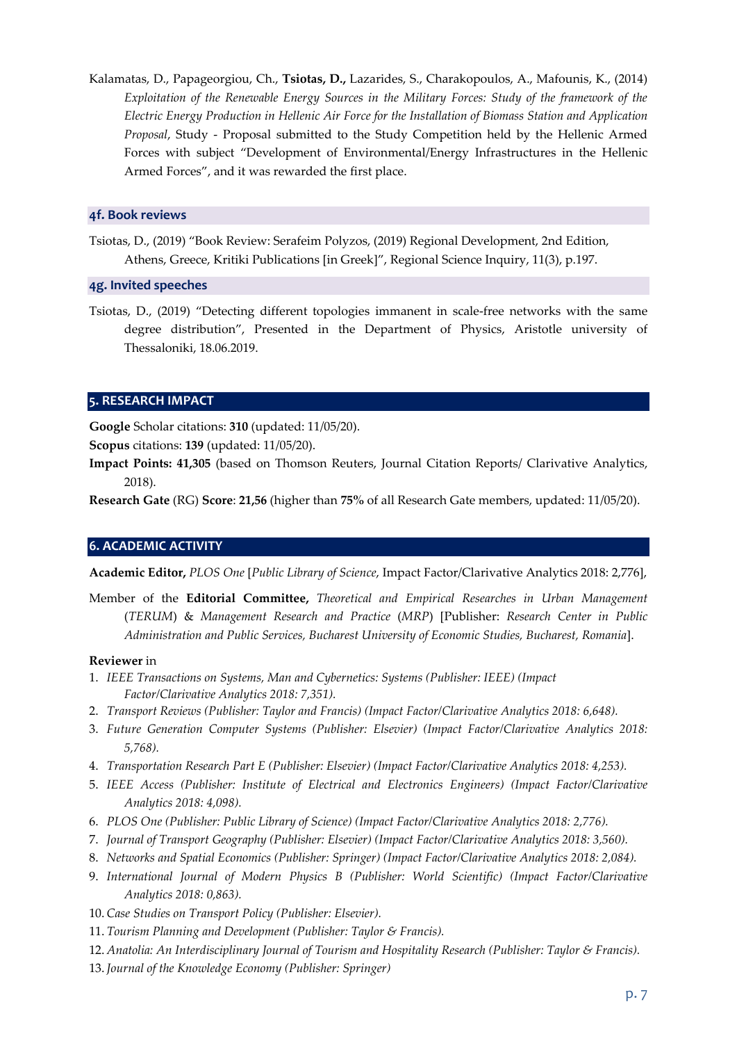Kalamatas, D., Papageorgiou, Ch., **Tsiotas, D.,** Lazarides, S., Charakopoulos, A., Mafounis, K., (2014) *Exploitation of the Renewable Energy Sources in the Military Forces: Study of the framework of the Electric Energy Production in Hellenic Air Force for the Installation of Biomass Station and Application Proposal*, Study - Proposal submitted to the Study Competition held by the Hellenic Armed Forces with subject "Development of Environmental/Energy Infrastructures in the Hellenic Armed Forces", and it was rewarded the first place.

### 4f. Book reviews

Tsiotas, D., (2019) "Book Review: Serafeim Polyzos, (2019) Regional Development, 2nd Edition, Athens, Greece, Kritiki Publications [in Greek]", Regional Science Inquiry, 11(3), p.197.

### 4g. Invited speeches

Tsiotas, D., (2019) "Detecting different topologies immanent in scale-free networks with the same degree distribution", Presented in the Department of Physics, Aristotle university of Thessaloniki, 18.06.2019.

## 5. RESEARCH IMPACT

**Google** Scholar citations: **310** (updated: 11/05/20).

**Scopus** citations: **139** (updated: 11/05/20).

**Impact Points: 41,305** (based on Thomson Reuters, Journal Citation Reports/ Clarivative Analytics, 2018).

**Research Gate** (RG) **Score**: **21,56** (higher than **75%** of all Research Gate members, updated: 11/05/20).

## 6. ACADEMIC ACTIVITY

**Academic Editor,** *PLOS One* [*Public Library of Science*, Impact Factor/Clarivative Analytics 2018: 2,776],

Member of the **Editorial Committee,** *Theoretical and Empirical Researches in Urban Management* (*TERUM*) & *Management Research and Practice* (*MRP*) [Publisher: *Research Center in Public Administration and Public Services, Bucharest University of Economic Studies, Bucharest, Romania*].

**Reviewer** in

1. *IEEE Transactions on Systems, Man and Cybernetics: Systems (Publisher: IEEE) (Impact Factor/Clarivative Analytics 2018: 7,351).*
2. *Transport Reviews (Publisher: Taylor and Francis) (Impact Factor/Clarivative Analytics 2018: 6,648).*
3. *Future Generation Computer Systems (Publisher: Elsevier) (Impact Factor/Clarivative Analytics 2018: 5,768).*
4. *Transportation Research Part E (Publisher: Elsevier) (Impact Factor/Clarivative Analytics 2018: 4,253).*
5. *IEEE Access (Publisher: Institute of Electrical and Electronics Engineers) (Impact Factor/Clarivative Analytics 2018: 4,098).*
6. *PLOS One (Publisher: Public Library of Science) (Impact Factor/Clarivative Analytics 2018: 2,776).*
7. *Journal of Transport Geography (Publisher: Elsevier) (Impact Factor/Clarivative Analytics 2018: 3,560).*
8. *Networks and Spatial Economics (Publisher: Springer) (Impact Factor/Clarivative Analytics 2018: 2,084).*
9. *International Journal of Modern Physics B (Publisher: World Scientific) (Impact Factor/Clarivative Analytics 2018: 0,863).*
10. *Case Studies on Transport Policy (Publisher: Elsevier).*
11. *Tourism Planning and Development (Publisher: Taylor & Francis).*
12. *Anatolia: An Interdisciplinary Journal of Tourism and Hospitality Research (Publisher: Taylor & Francis).*
13. *Journal of the Knowledge Economy (Publisher: Springer)*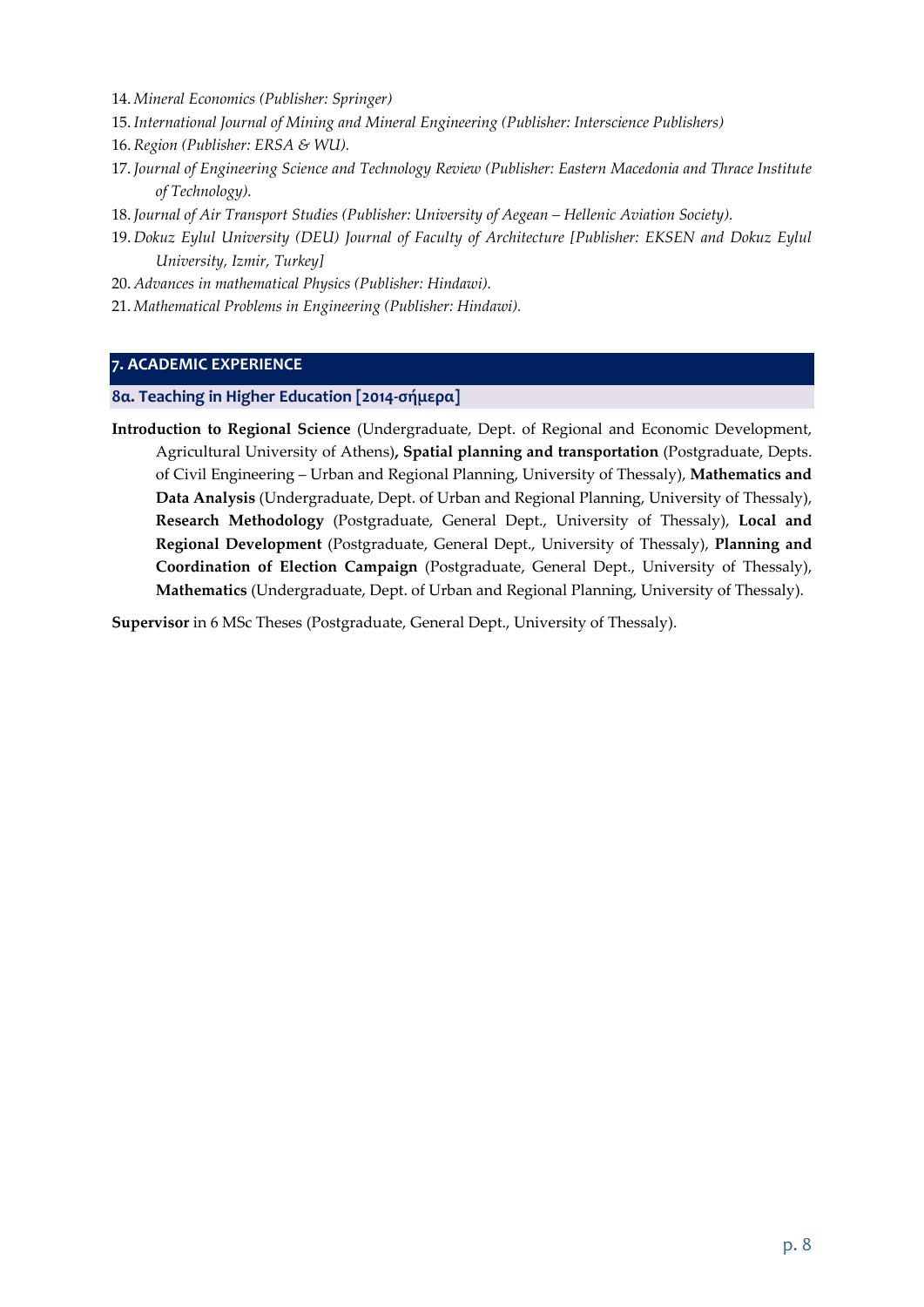14. *Mineral Economics (Publisher: Springer)*
15. *International Journal of Mining and Mineral Engineering (Publisher: Interscience Publishers)*
16. *Region (Publisher: ERSA & WU).*
17. *Journal of Engineering Science and Technology Review (Publisher: Eastern Macedonia and Thrace Institute of Technology).*
18. *Journal of Air Transport Studies (Publisher: University of Aegean – Hellenic Aviation Society).*
19. *Dokuz Eylul University (DEU) Journal of Faculty of Architecture [Publisher: EKSEN and Dokuz Eylul University, Izmir, Turkey]*
20. *Advances in mathematical Physics (Publisher: Hindawi).*
21. *Mathematical Problems in Engineering (Publisher: Hindawi).*

## 7. ACADEMIC EXPERIENCE

### 8α. Teaching in Higher Education [2014-σήμερα]

**Introduction to Regional Science** (Undergraduate, Dept. of Regional and Economic Development, Agricultural University of Athens)**, Spatial planning and transportation** (Postgraduate, Depts. of Civil Engineering – Urban and Regional Planning, University of Thessaly), **Mathematics and Data Analysis** (Undergraduate, Dept. of Urban and Regional Planning, University of Thessaly), **Research Methodology** (Postgraduate, General Dept., University of Thessaly), **Local and Regional Development** (Postgraduate, General Dept., University of Thessaly), **Planning and Coordination of Election Campaign** (Postgraduate, General Dept., University of Thessaly), **Mathematics** (Undergraduate, Dept. of Urban and Regional Planning, University of Thessaly).

**Supervisor** in 6 MSc Theses (Postgraduate, General Dept., University of Thessaly).